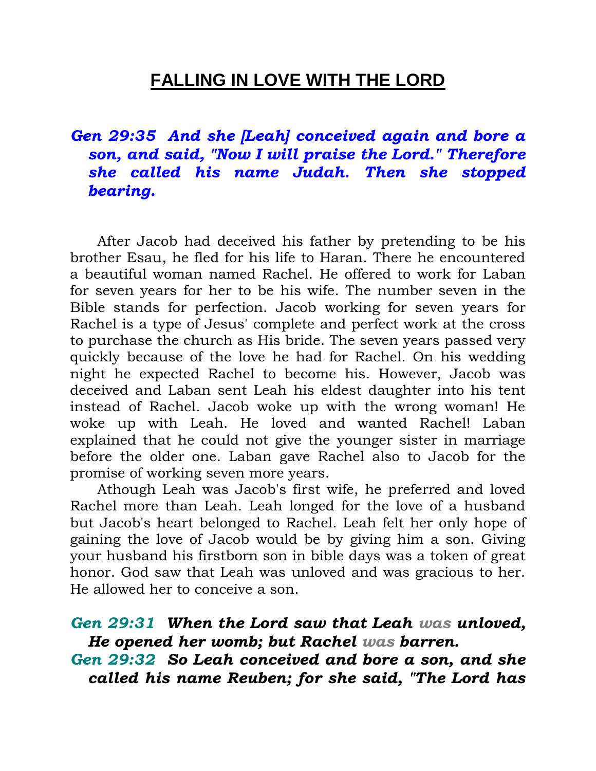# FALLING IN LOVE WITH THE LORD

***Gen 29:35 And she [Leah] conceived again and bore a son, and said, "Now I will praise the Lord." Therefore she called his name Judah. Then she stopped bearing.***

After Jacob had deceived his father by pretending to be his brother Esau, he fled for his life to Haran. There he encountered a beautiful woman named Rachel. He offered to work for Laban for seven years for her to be his wife. The number seven in the Bible stands for perfection. Jacob working for seven years for Rachel is a type of Jesus' complete and perfect work at the cross to purchase the church as His bride. The seven years passed very quickly because of the love he had for Rachel. On his wedding night he expected Rachel to become his. However, Jacob was deceived and Laban sent Leah his eldest daughter into his tent instead of Rachel. Jacob woke up with the wrong woman! He woke up with Leah. He loved and wanted Rachel! Laban explained that he could not give the younger sister in marriage before the older one. Laban gave Rachel also to Jacob for the promise of working seven more years.

Athough Leah was Jacob's first wife, he preferred and loved Rachel more than Leah. Leah longed for the love of a husband but Jacob's heart belonged to Rachel. Leah felt her only hope of gaining the love of Jacob would be by giving him a son. Giving your husband his firstborn son in bible days was a token of great honor. God saw that Leah was unloved and was gracious to her. He allowed her to conceive a son.

***Gen 29:31 When the Lord saw that Leah was unloved, He opened her womb; but Rachel was barren.***
***Gen 29:32 So Leah conceived and bore a son, and she called his name Reuben; for she said, "The Lord has***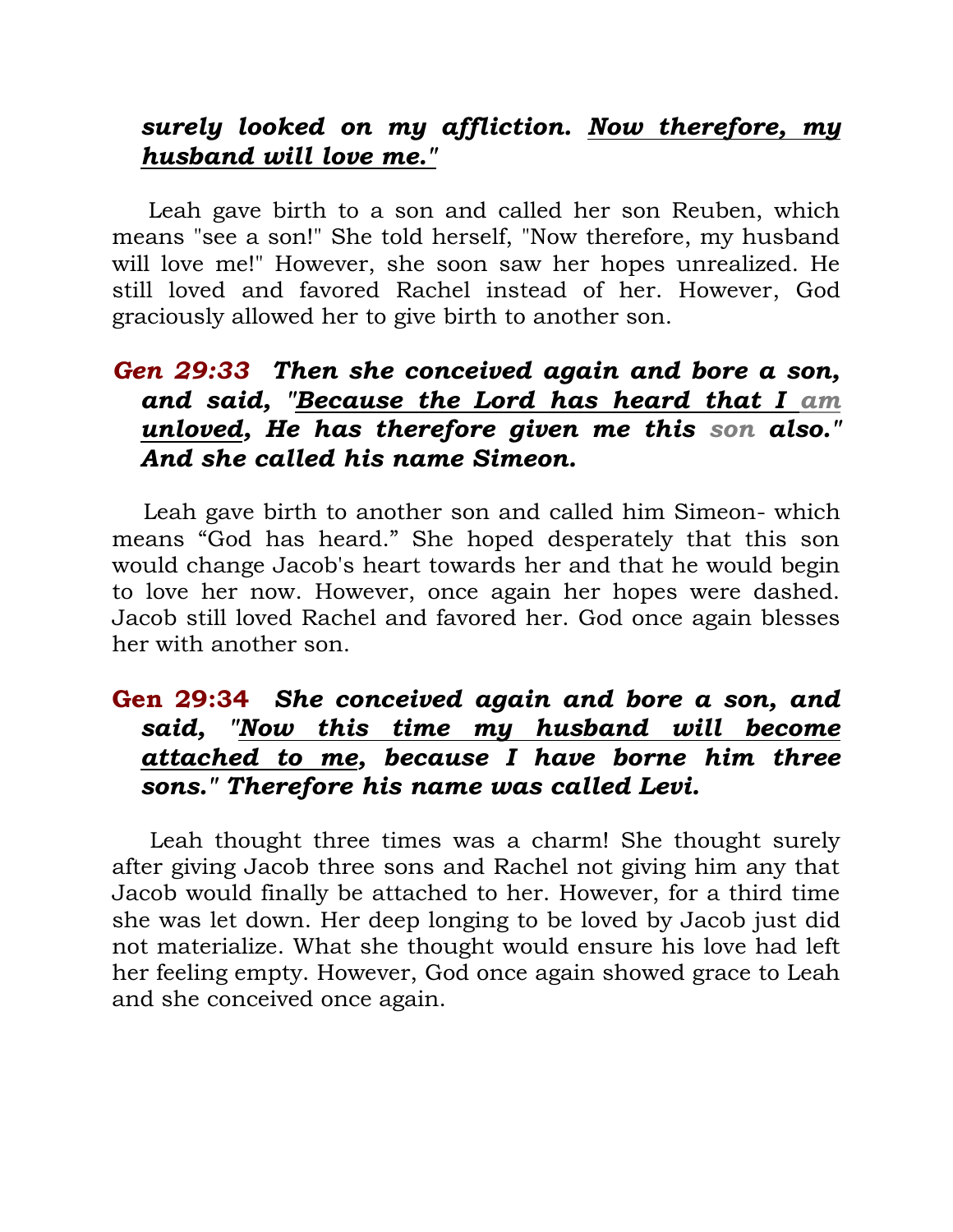***surely looked on my affliction. <u>Now therefore, my husband will love me."</u>***

Leah gave birth to a son and called her son Reuben, which means "see a son!" She told herself, "Now therefore, my husband will love me!" However, she soon saw her hopes unrealized. He still loved and favored Rachel instead of her. However, God graciously allowed her to give birth to another son.

***Gen 29:33** Then she conceived again and bore a son, and said, "<u>Because the Lord has heard that I am unloved</u>, He has therefore given me this son also." And she called his name Simeon.*

Leah gave birth to another son and called him Simeon- which means "God has heard." She hoped desperately that this son would change Jacob's heart towards her and that he would begin to love her now. However, once again her hopes were dashed. Jacob still loved Rachel and favored her. God once again blesses her with another son.

**Gen 29:34** ***She conceived again and bore a son, and said, "<u>Now this time my husband will become attached to me</u>, because I have borne him three sons." Therefore his name was called Levi.***

Leah thought three times was a charm! She thought surely after giving Jacob three sons and Rachel not giving him any that Jacob would finally be attached to her. However, for a third time she was let down. Her deep longing to be loved by Jacob just did not materialize. What she thought would ensure his love had left her feeling empty. However, God once again showed grace to Leah and she conceived once again.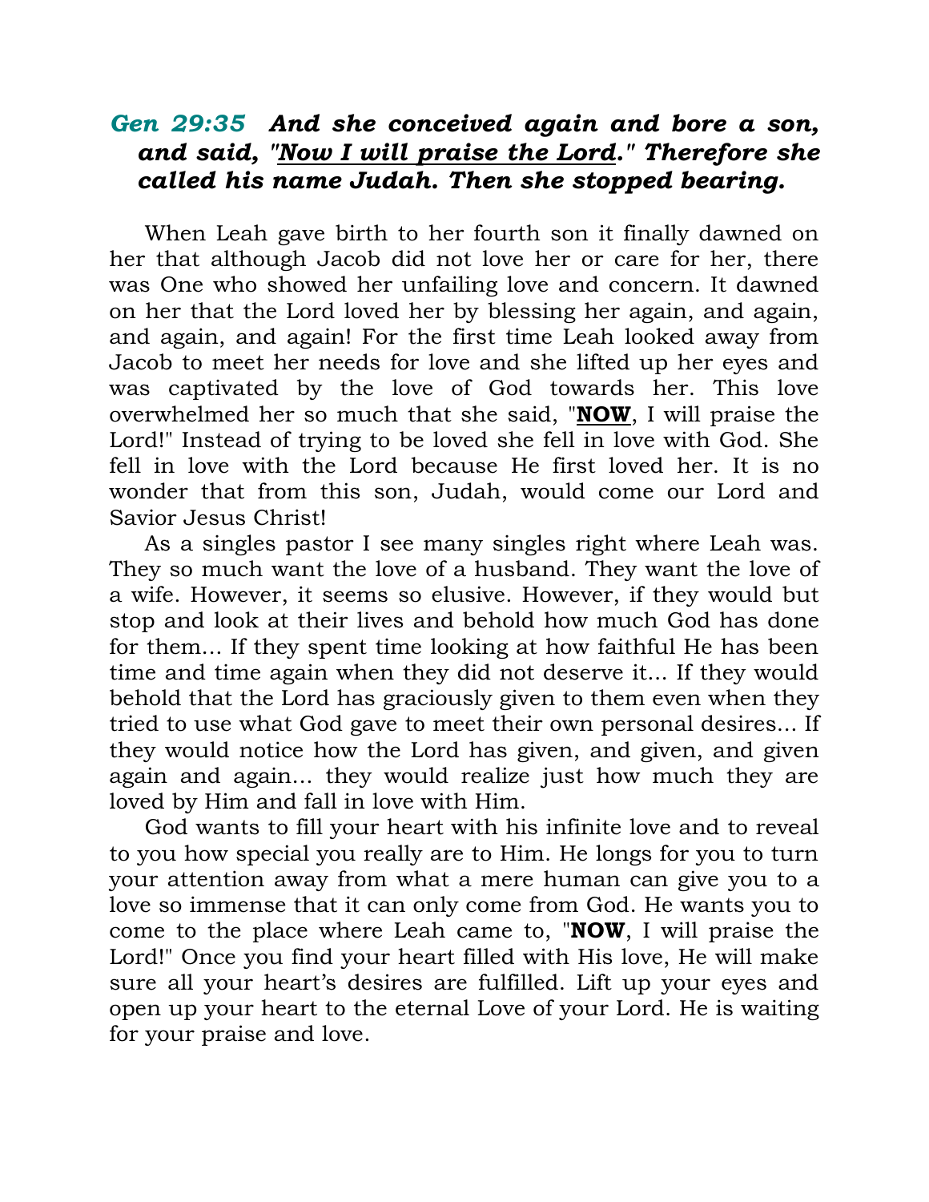### ***Gen 29:35*** ***And she conceived again and bore a son, and said, "<u>Now I will praise the Lord</u>." Therefore she called his name Judah. Then she stopped bearing.***

When Leah gave birth to her fourth son it finally dawned on her that although Jacob did not love her or care for her, there was One who showed her unfailing love and concern. It dawned on her that the Lord loved her by blessing her again, and again, and again, and again! For the first time Leah looked away from Jacob to meet her needs for love and she lifted up her eyes and was captivated by the love of God towards her. This love overwhelmed her so much that she said, "**<u>NOW</u>**, I will praise the Lord!" Instead of trying to be loved she fell in love with God. She fell in love with the Lord because He first loved her. It is no wonder that from this son, Judah, would come our Lord and Savior Jesus Christ!

As a singles pastor I see many singles right where Leah was. They so much want the love of a husband. They want the love of a wife. However, it seems so elusive. However, if they would but stop and look at their lives and behold how much God has done for them... If they spent time looking at how faithful He has been time and time again when they did not deserve it... If they would behold that the Lord has graciously given to them even when they tried to use what God gave to meet their own personal desires... If they would notice how the Lord has given, and given, and given again and again... they would realize just how much they are loved by Him and fall in love with Him.

God wants to fill your heart with his infinite love and to reveal to you how special you really are to Him. He longs for you to turn your attention away from what a mere human can give you to a love so immense that it can only come from God. He wants you to come to the place where Leah came to, "**NOW**, I will praise the Lord!" Once you find your heart filled with His love, He will make sure all your heart's desires are fulfilled. Lift up your eyes and open up your heart to the eternal Love of your Lord. He is waiting for your praise and love.